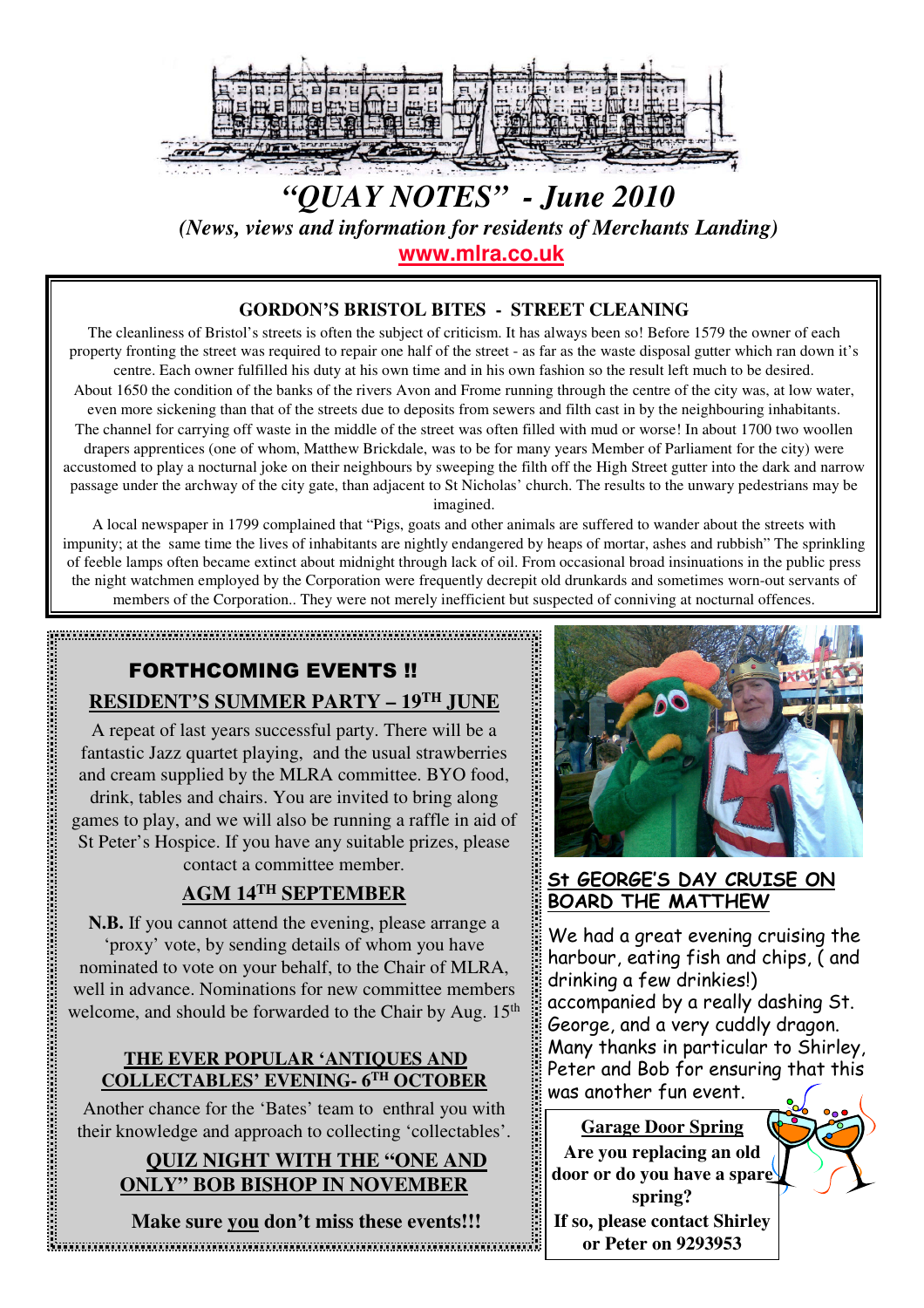# *"QUAY NOTES" - June 2010*

*(News, views and information for residents of Merchants Landing)*

**www.mlra.co.uk**

## GORDON'S BRISTOL BITES - STREET CLEANING

The cleanliness of Bristol's streets is often the subject of criticism. It has always been so! Before 1579 the owner of each property fronting the street was required to repair one half of the street - as far as the waste disposal gutter which ran down it's centre. Each owner fulfilled his duty at his own time and in his own fashion so the result left much to be desired.

About 1650 the condition of the banks of the rivers Avon and Frome running through the centre of the city was, at low water, even more sickening than that of the streets due to deposits from sewers and filth cast in by the neighbouring inhabitants.

The channel for carrying off waste in the middle of the street was often filled with mud or worse! In about 1700 two woollen drapers apprentices (one of whom, Matthew Brickdale, was to be for many years Member of Parliament for the city) were accustomed to play a nocturnal joke on their neighbours by sweeping the filth off the High Street gutter into the dark and narrow passage under the archway of the city gate, than adjacent to St Nicholas' church. The results to the unwary pedestrians may be imagined.

A local newspaper in 1799 complained that "Pigs, goats and other animals are suffered to wander about the streets with impunity; at the same time the lives of inhabitants are nightly endangered by heaps of mortar, ashes and rubbish" The sprinkling of feeble lamps often became extinct about midnight through lack of oil. From occasional broad insinuations in the public press the night watchmen employed by the Corporation were frequently decrepit old drunkards and sometimes worn-out servants of members of the Corporation.. They were not merely inefficient but suspected of conniving at nocturnal offences.

## FORTHCOMING EVENTS !!

### RESIDENT'S SUMMER PARTY – 19TH JUNE

A repeat of last years successful party. There will be a fantastic Jazz quartet playing, and the usual strawberries and cream supplied by the MLRA committee. BYO food, drink, tables and chairs. You are invited to bring along games to play, and we will also be running a raffle in aid of St Peter's Hospice. If you have any suitable prizes, please contact a committee member.

### AGM 14TH SEPTEMBER

**N.B.** If you cannot attend the evening, please arrange a 'proxy' vote, by sending details of whom you have nominated to vote on your behalf, to the Chair of MLRA, well in advance. Nominations for new committee members welcome, and should be forwarded to the Chair by Aug. 15th

### THE EVER POPULAR 'ANTIQUES AND COLLECTABLES' EVENING- 6TH OCTOBER

Another chance for the 'Bates' team to enthral you with their knowledge and approach to collecting 'collectables'.

### QUIZ NIGHT WITH THE "ONE AND ONLY" BOB BISHOP IN NOVEMBER

**Make sure you don't miss these events!!!**

## St GEORGE'S DAY CRUISE ON BOARD THE MATTHEW

We had a great evening cruising the harbour, eating fish and chips, ( and drinking a few drinkies!) accompanied by a really dashing St. George, and a very cuddly dragon. Many thanks in particular to Shirley, Peter and Bob for ensuring that this was another fun event.

### Garage Door Spring

**Are you replacing an old door or do you have a spare spring?**

**If so, please contact Shirley or Peter on 9293953**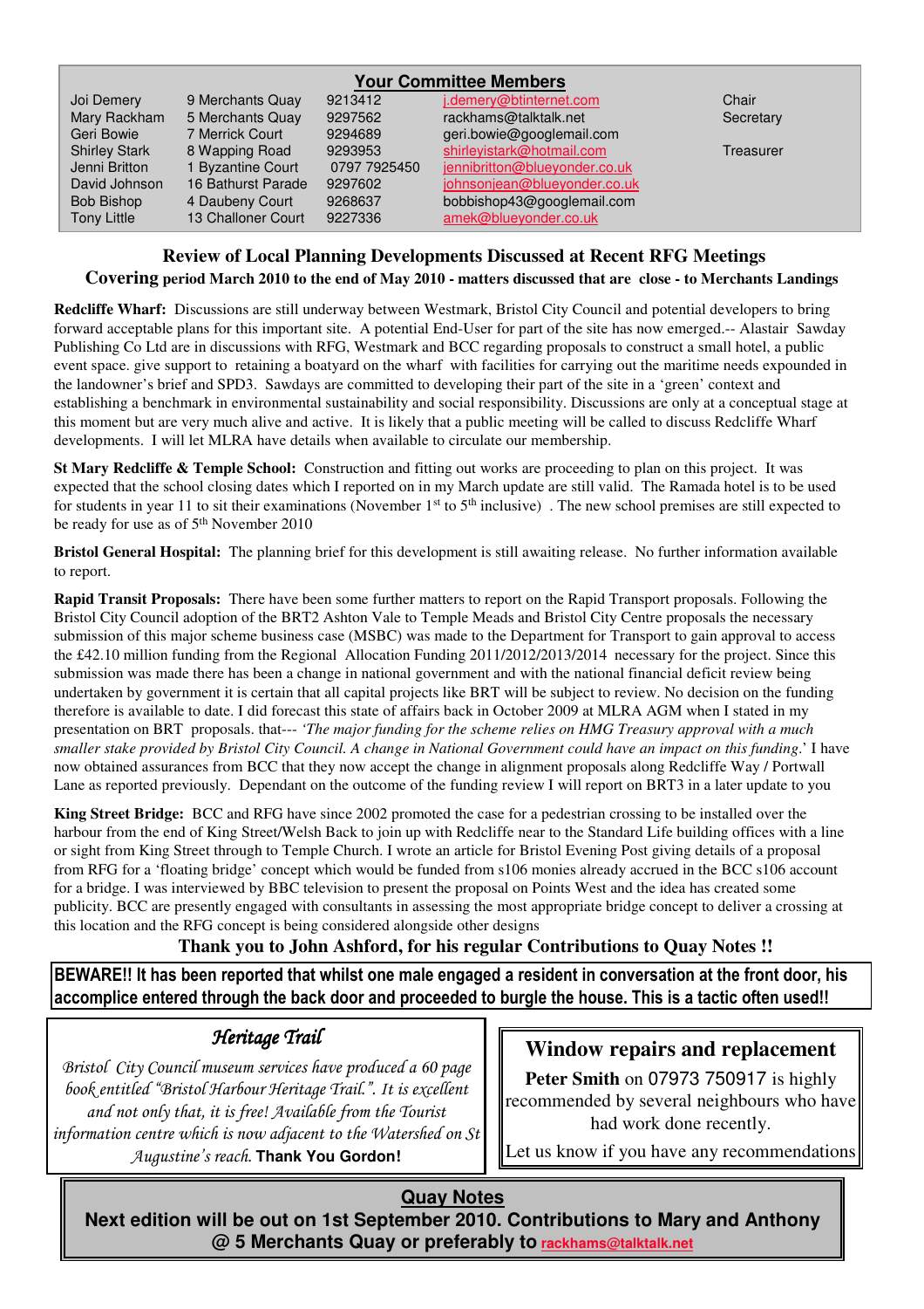## Your Committee Members

| | | | | |
|---|---|---|---|---|
| Joi Demery | 9 Merchants Quay | 9213412 | j.demery@btinternet.com | Chair |
| Mary Rackham | 5 Merchants Quay | 9297562 | rackhams@talktalk.net | Secretary |
| Geri Bowie | 7 Merrick Court | 9294689 | geri.bowie@googlemail.com | |
| Shirley Stark | 8 Wapping Road | 9293953 | shirleyistark@hotmail.com | Treasurer |
| Jenni Britton | 1 Byzantine Court | 0797 7925450 | jennibritton@blueyonder.co.uk | |
| David Johnson | 16 Bathurst Parade | 9297602 | johnsonjean@blueyonder.co.uk | |
| Bob Bishop | 4 Daubeny Court | 9268637 | bobbishop43@googlemail.com | |
| Tony Little | 13 Challoner Court | 9227336 | amek@blueyonder.co.uk | |

## Review of Local Planning Developments Discussed at Recent RFG Meetings

**Covering period March 2010 to the end of May 2010 - matters discussed that are close - to Merchants Landings**

**Redcliffe Wharf:** Discussions are still underway between Westmark, Bristol City Council and potential developers to bring forward acceptable plans for this important site. A potential End-User for part of the site has now emerged.-- Alastair Sawday Publishing Co Ltd are in discussions with RFG, Westmark and BCC regarding proposals to construct a small hotel, a public event space. give support to retaining a boatyard on the wharf with facilities for carrying out the maritime needs expounded in the landowner's brief and SPD3. Sawdays are committed to developing their part of the site in a 'green' context and establishing a benchmark in environmental sustainability and social responsibility. Discussions are only at a conceptual stage at this moment but are very much alive and active. It is likely that a public meeting will be called to discuss Redcliffe Wharf developments. I will let MLRA have details when available to circulate our membership.

**St Mary Redcliffe & Temple School:** Construction and fitting out works are proceeding to plan on this project. It was expected that the school closing dates which I reported on in my March update are still valid. The Ramada hotel is to be used for students in year 11 to sit their examinations (November 1st to 5th inclusive) . The new school premises are still expected to be ready for use as of 5th November 2010

**Bristol General Hospital:** The planning brief for this development is still awaiting release. No further information available to report.

**Rapid Transit Proposals:** There have been some further matters to report on the Rapid Transport proposals. Following the Bristol City Council adoption of the BRT2 Ashton Vale to Temple Meads and Bristol City Centre proposals the necessary submission of this major scheme business case (MSBC) was made to the Department for Transport to gain approval to access the £42.10 million funding from the Regional Allocation Funding 2011/2012/2013/2014 necessary for the project. Since this submission was made there has been a change in national government and with the national financial deficit review being undertaken by government it is certain that all capital projects like BRT will be subject to review. No decision on the funding therefore is available to date. I did forecast this state of affairs back in October 2009 at MLRA AGM when I stated in my presentation on BRT proposals. that--- *'The major funding for the scheme relies on HMG Treasury approval with a much smaller stake provided by Bristol City Council. A change in National Government could have an impact on this funding*.' I have now obtained assurances from BCC that they now accept the change in alignment proposals along Redcliffe Way / Portwall Lane as reported previously. Dependant on the outcome of the funding review I will report on BRT3 in a later update to you

**King Street Bridge:** BCC and RFG have since 2002 promoted the case for a pedestrian crossing to be installed over the harbour from the end of King Street/Welsh Back to join up with Redcliffe near to the Standard Life building offices with a line or sight from King Street through to Temple Church. I wrote an article for Bristol Evening Post giving details of a proposal from RFG for a 'floating bridge' concept which would be funded from s106 monies already accrued in the BCC s106 account for a bridge. I was interviewed by BBC television to present the proposal on Points West and the idea has created some publicity. BCC are presently engaged with consultants in assessing the most appropriate bridge concept to deliver a crossing at this location and the RFG concept is being considered alongside other designs

**Thank you to John Ashford, for his regular Contributions to Quay Notes !!**

**BEWARE!! It has been reported that whilst one male engaged a resident in conversation at the front door, his accomplice entered through the back door and proceeded to burgle the house. This is a tactic often used!!**

### *Heritage Trail*

*Bristol City Council museum services have produced a 60 page book entitled "Bristol Harbour Heritage Trail.". It is excellent and not only that, it is free! Available from the Tourist information centre which is now adjacent to the Watershed on St Augustine's reach.* **Thank You Gordon!**

### Window repairs and replacement

**Peter Smith** on 07973 750917 is highly recommended by several neighbours who have had work done recently.

Let us know if you have any recommendations

### Quay Notes

**Next edition will be out on 1st September 2010. Contributions to Mary and Anthony @ 5 Merchants Quay or preferably to rackhams@talktalk.net**